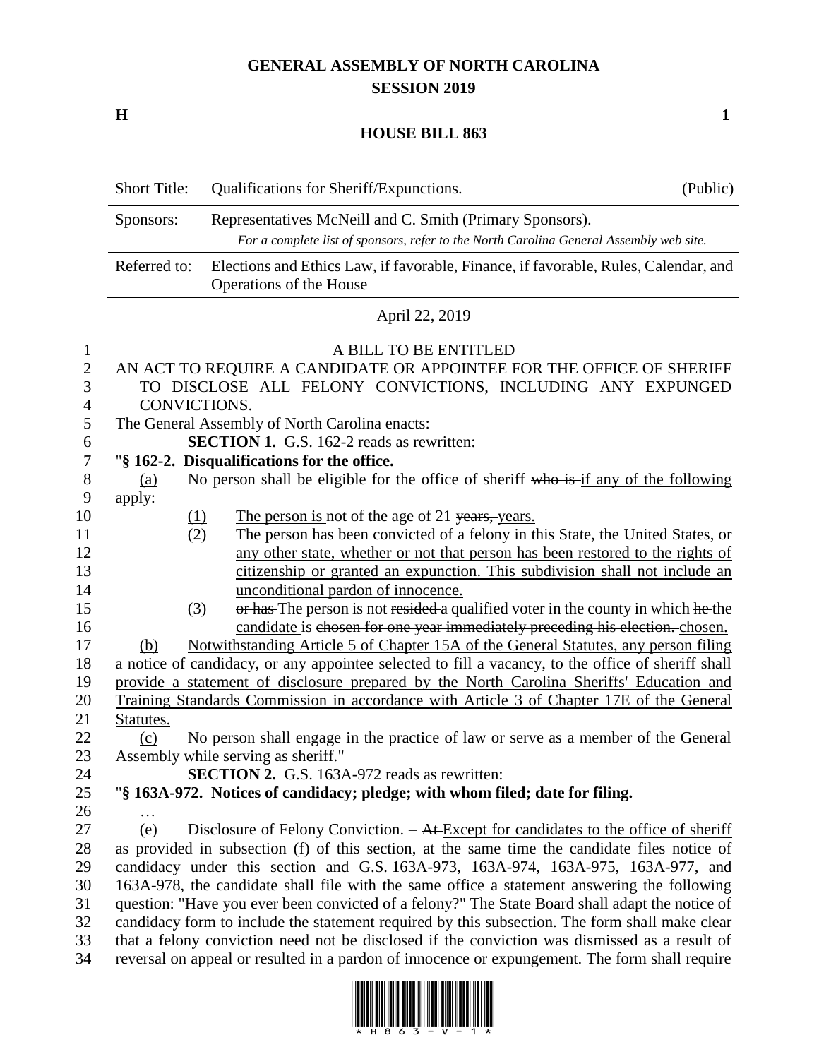# GENERAL ASSEMBLY OF NORTH CAROLINA
## SESSION 2019

**H** **1**

## HOUSE BILL 863

| Short Title: | Qualifications for Sheriff/Expunctions. | (Public) |
|---|---|---|
| Sponsors: | Representatives McNeill and C. Smith (Primary Sponsors). *For a complete list of sponsors, refer to the North Carolina General Assembly web site.* | |
| Referred to: | Elections and Ethics Law, if favorable, Finance, if favorable, Rules, Calendar, and Operations of the House | |

April 22, 2019

A BILL TO BE ENTITLED

AN ACT TO REQUIRE A CANDIDATE OR APPOINTEE FOR THE OFFICE OF SHERIFF TO DISCLOSE ALL FELONY CONVICTIONS, INCLUDING ANY EXPUNGED CONVICTIONS.

The General Assembly of North Carolina enacts:

**SECTION 1.** G.S. 162-2 reads as rewritten:

"**§ 162-2. Disqualifications for the office.**

(a) No person shall be eligible for the office of sheriff ~~who is~~ if any of the following apply:

(1) The person is not of the age of 21 ~~years,~~ years.

(2) The person has been convicted of a felony in this State, the United States, or any other state, whether or not that person has been restored to the rights of citizenship or granted an expunction. This subdivision shall not include an unconditional pardon of innocence.

(3) ~~or has~~ The person is not ~~resided~~ a qualified voter in the county in which ~~he~~ the candidate is ~~chosen for one year immediately preceding his election.~~ chosen.

(b) Notwithstanding Article 5 of Chapter 15A of the General Statutes, any person filing a notice of candidacy, or any appointee selected to fill a vacancy, to the office of sheriff shall provide a statement of disclosure prepared by the North Carolina Sheriffs' Education and Training Standards Commission in accordance with Article 3 of Chapter 17E of the General Statutes.

(c) No person shall engage in the practice of law or serve as a member of the General Assembly while serving as sheriff."

**SECTION 2.** G.S. 163A-972 reads as rewritten:

"**§ 163A-972. Notices of candidacy; pledge; with whom filed; date for filing.**

…

(e) Disclosure of Felony Conviction. – ~~At~~ Except for candidates to the office of sheriff as provided in subsection (f) of this section, at the same time the candidate files notice of candidacy under this section and G.S. 163A-973, 163A-974, 163A-975, 163A-977, and 163A-978, the candidate shall file with the same office a statement answering the following question: "Have you ever been convicted of a felony?" The State Board shall adapt the notice of candidacy form to include the statement required by this subsection. The form shall make clear that a felony conviction need not be disclosed if the conviction was dismissed as a result of reversal on appeal or resulted in a pardon of innocence or expungement. The form shall require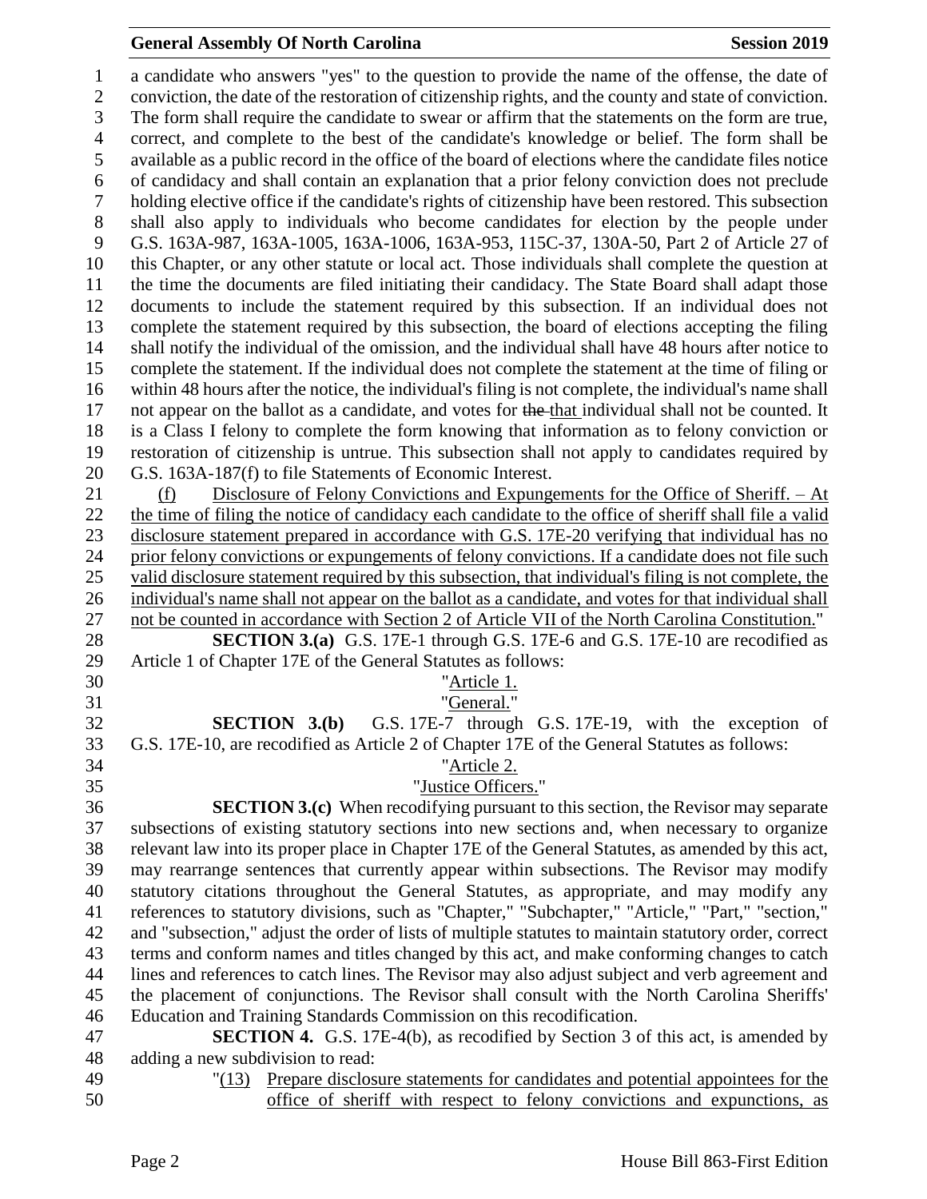a candidate who answers "yes" to the question to provide the name of the offense, the date of conviction, the date of the restoration of citizenship rights, and the county and state of conviction. The form shall require the candidate to swear or affirm that the statements on the form are true, correct, and complete to the best of the candidate's knowledge or belief. The form shall be available as a public record in the office of the board of elections where the candidate files notice of candidacy and shall contain an explanation that a prior felony conviction does not preclude holding elective office if the candidate's rights of citizenship have been restored. This subsection shall also apply to individuals who become candidates for election by the people under G.S. 163A-987, 163A-1005, 163A-1006, 163A-953, 115C-37, 130A-50, Part 2 of Article 27 of this Chapter, or any other statute or local act. Those individuals shall complete the question at the time the documents are filed initiating their candidacy. The State Board shall adapt those documents to include the statement required by this subsection. If an individual does not complete the statement required by this subsection, the board of elections accepting the filing shall notify the individual of the omission, and the individual shall have 48 hours after notice to complete the statement. If the individual does not complete the statement at the time of filing or within 48 hours after the notice, the individual's filing is not complete, the individual's name shall not appear on the ballot as a candidate, and votes for ~~the~~ that individual shall not be counted. It is a Class I felony to complete the form knowing that information as to felony conviction or restoration of citizenship is untrue. This subsection shall not apply to candidates required by G.S. 163A-187(f) to file Statements of Economic Interest.

(f) Disclosure of Felony Convictions and Expungements for the Office of Sheriff. – At the time of filing the notice of candidacy each candidate to the office of sheriff shall file a valid disclosure statement prepared in accordance with G.S. 17E-20 verifying that individual has no prior felony convictions or expungements of felony convictions. If a candidate does not file such valid disclosure statement required by this subsection, that individual's filing is not complete, the individual's name shall not appear on the ballot as a candidate, and votes for that individual shall not be counted in accordance with Section 2 of Article VII of the North Carolina Constitution."

**SECTION 3.(a)** G.S. 17E-1 through G.S. 17E-6 and G.S. 17E-10 are recodified as Article 1 of Chapter 17E of the General Statutes as follows:

"Article 1.

"General."

**SECTION 3.(b)** G.S. 17E-7 through G.S. 17E-19, with the exception of G.S. 17E-10, are recodified as Article 2 of Chapter 17E of the General Statutes as follows:

"Article 2.

"Justice Officers."

**SECTION 3.(c)** When recodifying pursuant to this section, the Revisor may separate subsections of existing statutory sections into new sections and, when necessary to organize relevant law into its proper place in Chapter 17E of the General Statutes, as amended by this act, may rearrange sentences that currently appear within subsections. The Revisor may modify statutory citations throughout the General Statutes, as appropriate, and may modify any references to statutory divisions, such as "Chapter," "Subchapter," "Article," "Part," "section," and "subsection," adjust the order of lists of multiple statutes to maintain statutory order, correct terms and conform names and titles changed by this act, and make conforming changes to catch lines and references to catch lines. The Revisor may also adjust subject and verb agreement and the placement of conjunctions. The Revisor shall consult with the North Carolina Sheriffs' Education and Training Standards Commission on this recodification.

**SECTION 4.** G.S. 17E-4(b), as recodified by Section 3 of this act, is amended by adding a new subdivision to read:

"(13) Prepare disclosure statements for candidates and potential appointees for the office of sheriff with respect to felony convictions and expunctions, as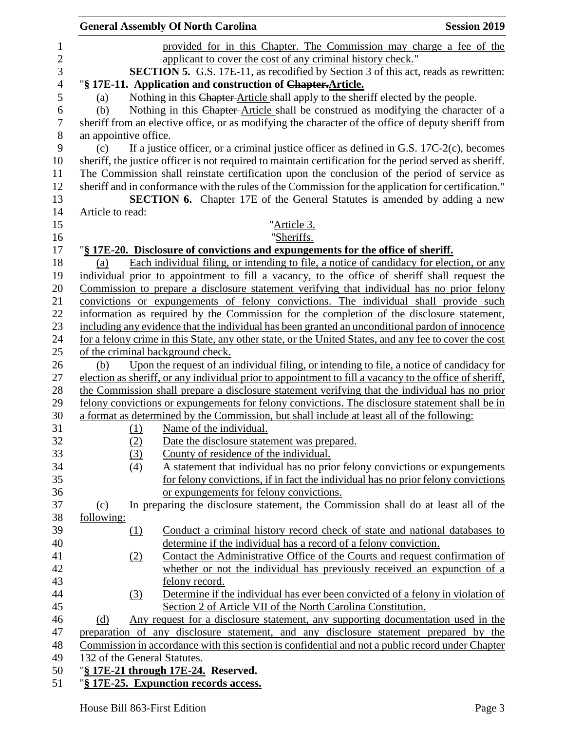provided for in this Chapter. The Commission may charge a fee of the applicant to cover the cost of any criminal history check."

**SECTION 5.** G.S. 17E-11, as recodified by Section 3 of this act, reads as rewritten:

"**§ 17E-11. Application and construction of ~~Chapter.~~Article.**

(a) Nothing in this ~~Chapter~~ Article shall apply to the sheriff elected by the people.

(b) Nothing in this ~~Chapter~~ Article shall be construed as modifying the character of a sheriff from an elective office, or as modifying the character of the office of deputy sheriff from an appointive office.

(c) If a justice officer, or a criminal justice officer as defined in G.S. 17C-2(c), becomes sheriff, the justice officer is not required to maintain certification for the period served as sheriff. The Commission shall reinstate certification upon the conclusion of the period of service as sheriff and in conformance with the rules of the Commission for the application for certification."

**SECTION 6.** Chapter 17E of the General Statutes is amended by adding a new Article to read:

"Article 3.

"Sheriffs.

"**§ 17E-20. Disclosure of convictions and expungements for the office of sheriff.**

(a) Each individual filing, or intending to file, a notice of candidacy for election, or any individual prior to appointment to fill a vacancy, to the office of sheriff shall request the Commission to prepare a disclosure statement verifying that individual has no prior felony convictions or expungements of felony convictions. The individual shall provide such information as required by the Commission for the completion of the disclosure statement, including any evidence that the individual has been granted an unconditional pardon of innocence for a felony crime in this State, any other state, or the United States, and any fee to cover the cost of the criminal background check.

(b) Upon the request of an individual filing, or intending to file, a notice of candidacy for election as sheriff, or any individual prior to appointment to fill a vacancy to the office of sheriff, the Commission shall prepare a disclosure statement verifying that the individual has no prior felony convictions or expungements for felony convictions. The disclosure statement shall be in a format as determined by the Commission, but shall include at least all of the following:

(1) Name of the individual.

(2) Date the disclosure statement was prepared.

(3) County of residence of the individual.

(4) A statement that individual has no prior felony convictions or expungements for felony convictions, if in fact the individual has no prior felony convictions or expungements for felony convictions.

(c) In preparing the disclosure statement, the Commission shall do at least all of the following:

(1) Conduct a criminal history record check of state and national databases to determine if the individual has a record of a felony conviction.

(2) Contact the Administrative Office of the Courts and request confirmation of whether or not the individual has previously received an expunction of a felony record.

(3) Determine if the individual has ever been convicted of a felony in violation of Section 2 of Article VII of the North Carolina Constitution.

(d) Any request for a disclosure statement, any supporting documentation used in the preparation of any disclosure statement, and any disclosure statement prepared by the Commission in accordance with this section is confidential and not a public record under Chapter 132 of the General Statutes.

"**§ 17E-21 through 17E-24. Reserved.**

"**§ 17E-25. Expunction records access.**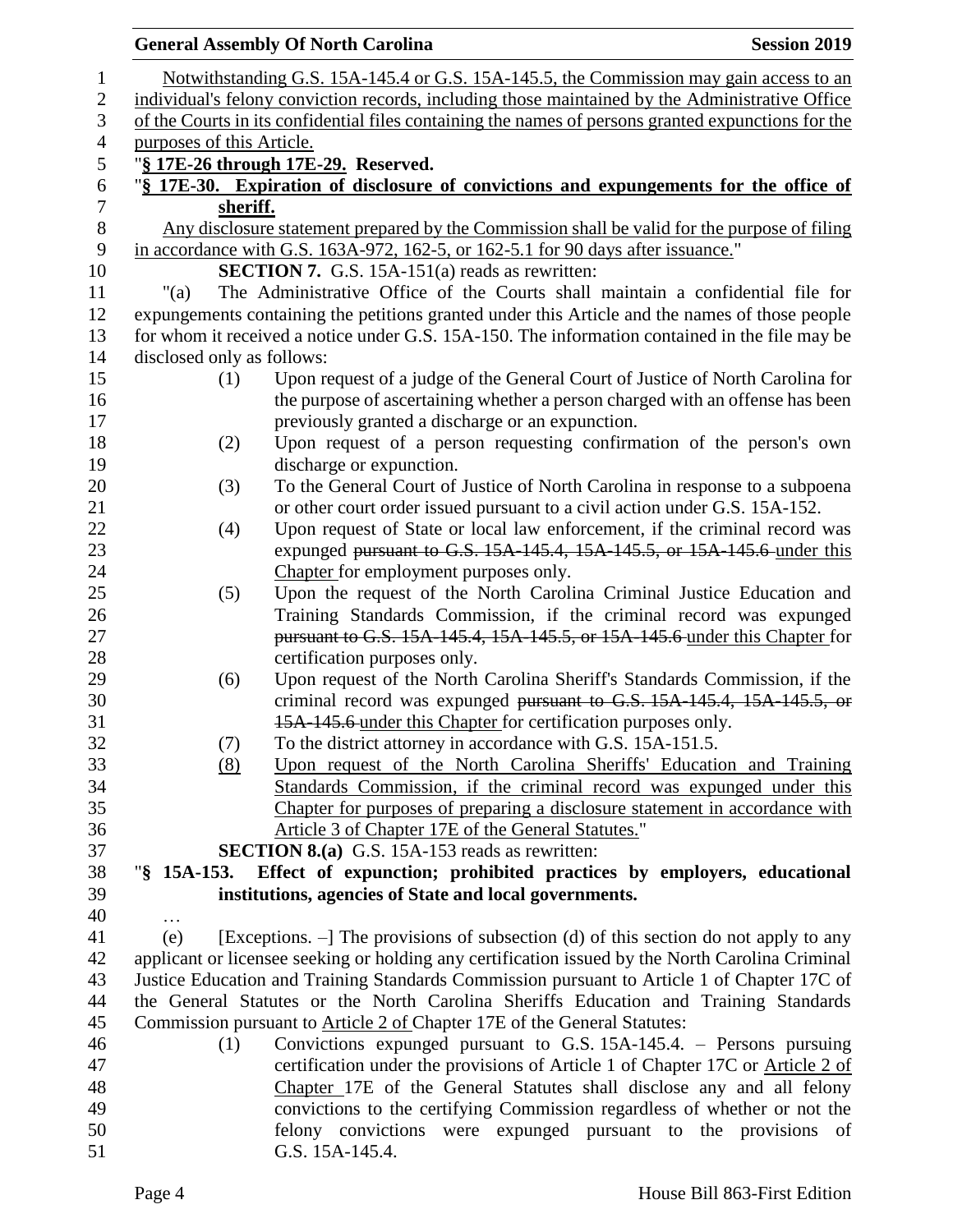Notwithstanding G.S. 15A-145.4 or G.S. 15A-145.5, the Commission may gain access to an individual's felony conviction records, including those maintained by the Administrative Office of the Courts in its confidential files containing the names of persons granted expunctions for the purposes of this Article.

"**§ 17E-26 through 17E-29. Reserved.**

"**§ 17E-30. Expiration of disclosure of convictions and expungements for the office of sheriff.**

Any disclosure statement prepared by the Commission shall be valid for the purpose of filing in accordance with G.S. 163A-972, 162-5, or 162-5.1 for 90 days after issuance."

**SECTION 7.** G.S. 15A-151(a) reads as rewritten:

"(a) The Administrative Office of the Courts shall maintain a confidential file for expungements containing the petitions granted under this Article and the names of those people for whom it received a notice under G.S. 15A-150. The information contained in the file may be disclosed only as follows:

(1) Upon request of a judge of the General Court of Justice of North Carolina for the purpose of ascertaining whether a person charged with an offense has been previously granted a discharge or an expunction.

(2) Upon request of a person requesting confirmation of the person's own discharge or expunction.

(3) To the General Court of Justice of North Carolina in response to a subpoena or other court order issued pursuant to a civil action under G.S. 15A-152.

(4) Upon request of State or local law enforcement, if the criminal record was expunged ~~pursuant to G.S. 15A-145.4, 15A-145.5, or 15A-145.6~~ under this Chapter for employment purposes only.

(5) Upon the request of the North Carolina Criminal Justice Education and Training Standards Commission, if the criminal record was expunged ~~pursuant to G.S. 15A-145.4, 15A-145.5, or 15A-145.6~~ under this Chapter for certification purposes only.

(6) Upon request of the North Carolina Sheriff's Standards Commission, if the criminal record was expunged ~~pursuant to G.S. 15A-145.4, 15A-145.5, or 15A-145.6~~ under this Chapter for certification purposes only.

(7) To the district attorney in accordance with G.S. 15A-151.5.

(8) Upon request of the North Carolina Sheriffs' Education and Training Standards Commission, if the criminal record was expunged under this Chapter for purposes of preparing a disclosure statement in accordance with Article 3 of Chapter 17E of the General Statutes."

**SECTION 8.(a)** G.S. 15A-153 reads as rewritten:

"**§ 15A-153. Effect of expunction; prohibited practices by employers, educational institutions, agencies of State and local governments.**

…

(e) [Exceptions. –] The provisions of subsection (d) of this section do not apply to any applicant or licensee seeking or holding any certification issued by the North Carolina Criminal Justice Education and Training Standards Commission pursuant to Article 1 of Chapter 17C of the General Statutes or the North Carolina Sheriffs Education and Training Standards Commission pursuant to Article 2 of Chapter 17E of the General Statutes:

(1) Convictions expunged pursuant to G.S. 15A-145.4. – Persons pursuing certification under the provisions of Article 1 of Chapter 17C or Article 2 of Chapter 17E of the General Statutes shall disclose any and all felony convictions to the certifying Commission regardless of whether or not the felony convictions were expunged pursuant to the provisions of G.S. 15A-145.4.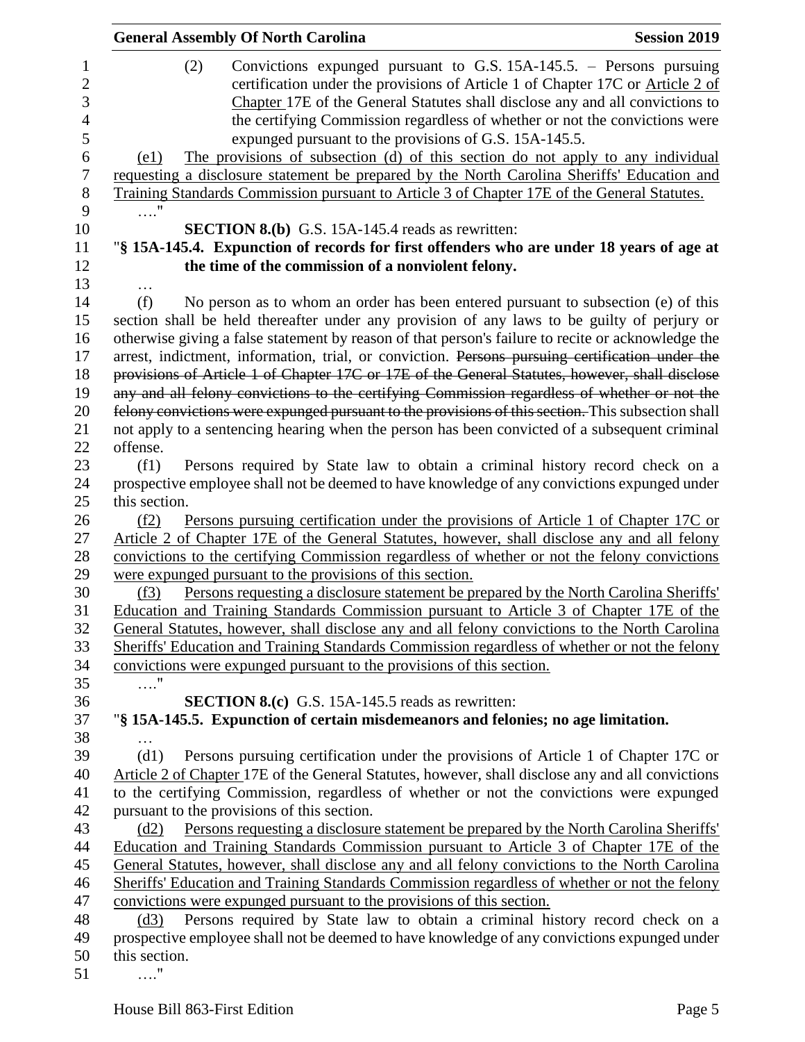(2) Convictions expunged pursuant to G.S. 15A-145.5. – Persons pursuing certification under the provisions of Article 1 of Chapter 17C or Article 2 of Chapter 17E of the General Statutes shall disclose any and all convictions to the certifying Commission regardless of whether or not the convictions were expunged pursuant to the provisions of G.S. 15A-145.5.

(e1) The provisions of subsection (d) of this section do not apply to any individual requesting a disclosure statement be prepared by the North Carolina Sheriffs' Education and Training Standards Commission pursuant to Article 3 of Chapter 17E of the General Statutes.

…."

**SECTION 8.(b)** G.S. 15A-145.4 reads as rewritten:

"**§ 15A-145.4. Expunction of records for first offenders who are under 18 years of age at the time of the commission of a nonviolent felony.**

…

(f) No person as to whom an order has been entered pursuant to subsection (e) of this section shall be held thereafter under any provision of any laws to be guilty of perjury or otherwise giving a false statement by reason of that person's failure to recite or acknowledge the arrest, indictment, information, trial, or conviction. ~~Persons pursuing certification under the provisions of Article 1 of Chapter 17C or 17E of the General Statutes, however, shall disclose any and all felony convictions to the certifying Commission regardless of whether or not the felony convictions were expunged pursuant to the provisions of this section.~~ This subsection shall not apply to a sentencing hearing when the person has been convicted of a subsequent criminal offense.

(f1) Persons required by State law to obtain a criminal history record check on a prospective employee shall not be deemed to have knowledge of any convictions expunged under this section.

(f2) Persons pursuing certification under the provisions of Article 1 of Chapter 17C or Article 2 of Chapter 17E of the General Statutes, however, shall disclose any and all felony convictions to the certifying Commission regardless of whether or not the felony convictions were expunged pursuant to the provisions of this section.

(f3) Persons requesting a disclosure statement be prepared by the North Carolina Sheriffs' Education and Training Standards Commission pursuant to Article 3 of Chapter 17E of the General Statutes, however, shall disclose any and all felony convictions to the North Carolina Sheriffs' Education and Training Standards Commission regardless of whether or not the felony convictions were expunged pursuant to the provisions of this section.

…."

**SECTION 8.(c)** G.S. 15A-145.5 reads as rewritten:

"**§ 15A-145.5. Expunction of certain misdemeanors and felonies; no age limitation.**

…

(d1) Persons pursuing certification under the provisions of Article 1 of Chapter 17C or Article 2 of Chapter 17E of the General Statutes, however, shall disclose any and all convictions to the certifying Commission, regardless of whether or not the convictions were expunged pursuant to the provisions of this section.

(d2) Persons requesting a disclosure statement be prepared by the North Carolina Sheriffs' Education and Training Standards Commission pursuant to Article 3 of Chapter 17E of the General Statutes, however, shall disclose any and all felony convictions to the North Carolina Sheriffs' Education and Training Standards Commission regardless of whether or not the felony convictions were expunged pursuant to the provisions of this section.

~~(d2)~~(d3) Persons required by State law to obtain a criminal history record check on a prospective employee shall not be deemed to have knowledge of any convictions expunged under this section.

…."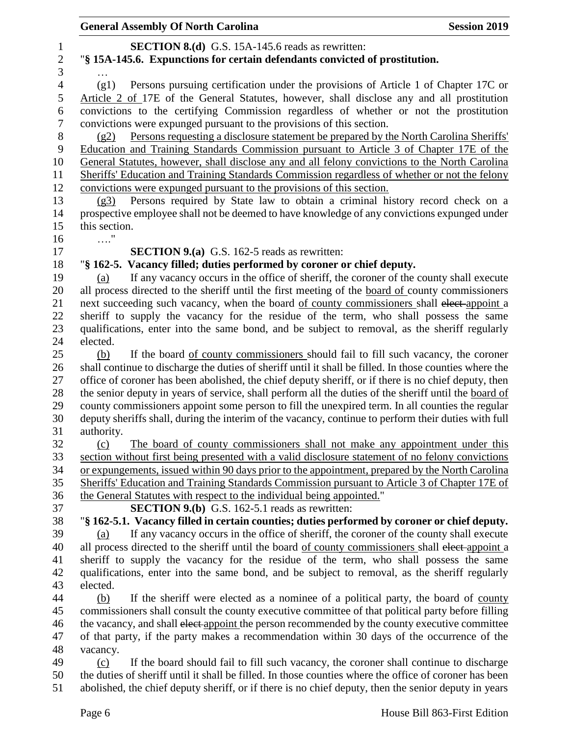**SECTION 8.(d)** G.S. 15A-145.6 reads as rewritten:

"**§ 15A-145.6. Expunctions for certain defendants convicted of prostitution.**

…

(g1) Persons pursuing certification under the provisions of Article 1 of Chapter 17C or Article 2 of 17E of the General Statutes, however, shall disclose any and all prostitution convictions to the certifying Commission regardless of whether or not the prostitution convictions were expunged pursuant to the provisions of this section.

(g2) Persons requesting a disclosure statement be prepared by the North Carolina Sheriffs' Education and Training Standards Commission pursuant to Article 3 of Chapter 17E of the General Statutes, however, shall disclose any and all felony convictions to the North Carolina Sheriffs' Education and Training Standards Commission regardless of whether or not the felony convictions were expunged pursuant to the provisions of this section.

(g3) Persons required by State law to obtain a criminal history record check on a prospective employee shall not be deemed to have knowledge of any convictions expunged under this section.

…."

**SECTION 9.(a)** G.S. 162-5 reads as rewritten:

"**§ 162-5. Vacancy filled; duties performed by coroner or chief deputy.**

(a) If any vacancy occurs in the office of sheriff, the coroner of the county shall execute all process directed to the sheriff until the first meeting of the board of county commissioners next succeeding such vacancy, when the board of county commissioners shall ~~elect~~ appoint a sheriff to supply the vacancy for the residue of the term, who shall possess the same qualifications, enter into the same bond, and be subject to removal, as the sheriff regularly elected.

(b) If the board of county commissioners should fail to fill such vacancy, the coroner shall continue to discharge the duties of sheriff until it shall be filled. In those counties where the office of coroner has been abolished, the chief deputy sheriff, or if there is no chief deputy, then the senior deputy in years of service, shall perform all the duties of the sheriff until the board of county commissioners appoint some person to fill the unexpired term. In all counties the regular deputy sheriffs shall, during the interim of the vacancy, continue to perform their duties with full authority.

(c) The board of county commissioners shall not make any appointment under this section without first being presented with a valid disclosure statement of no felony convictions or expungements, issued within 90 days prior to the appointment, prepared by the North Carolina Sheriffs' Education and Training Standards Commission pursuant to Article 3 of Chapter 17E of the General Statutes with respect to the individual being appointed."

**SECTION 9.(b)** G.S. 162-5.1 reads as rewritten:

"**§ 162-5.1. Vacancy filled in certain counties; duties performed by coroner or chief deputy.**

(a) If any vacancy occurs in the office of sheriff, the coroner of the county shall execute all process directed to the sheriff until the board of county commissioners shall ~~elect~~ appoint a sheriff to supply the vacancy for the residue of the term, who shall possess the same qualifications, enter into the same bond, and be subject to removal, as the sheriff regularly elected.

(b) If the sheriff were elected as a nominee of a political party, the board of county commissioners shall consult the county executive committee of that political party before filling the vacancy, and shall ~~elect~~ appoint the person recommended by the county executive committee of that party, if the party makes a recommendation within 30 days of the occurrence of the vacancy.

(c) If the board should fail to fill such vacancy, the coroner shall continue to discharge the duties of sheriff until it shall be filled. In those counties where the office of coroner has been abolished, the chief deputy sheriff, or if there is no chief deputy, then the senior deputy in years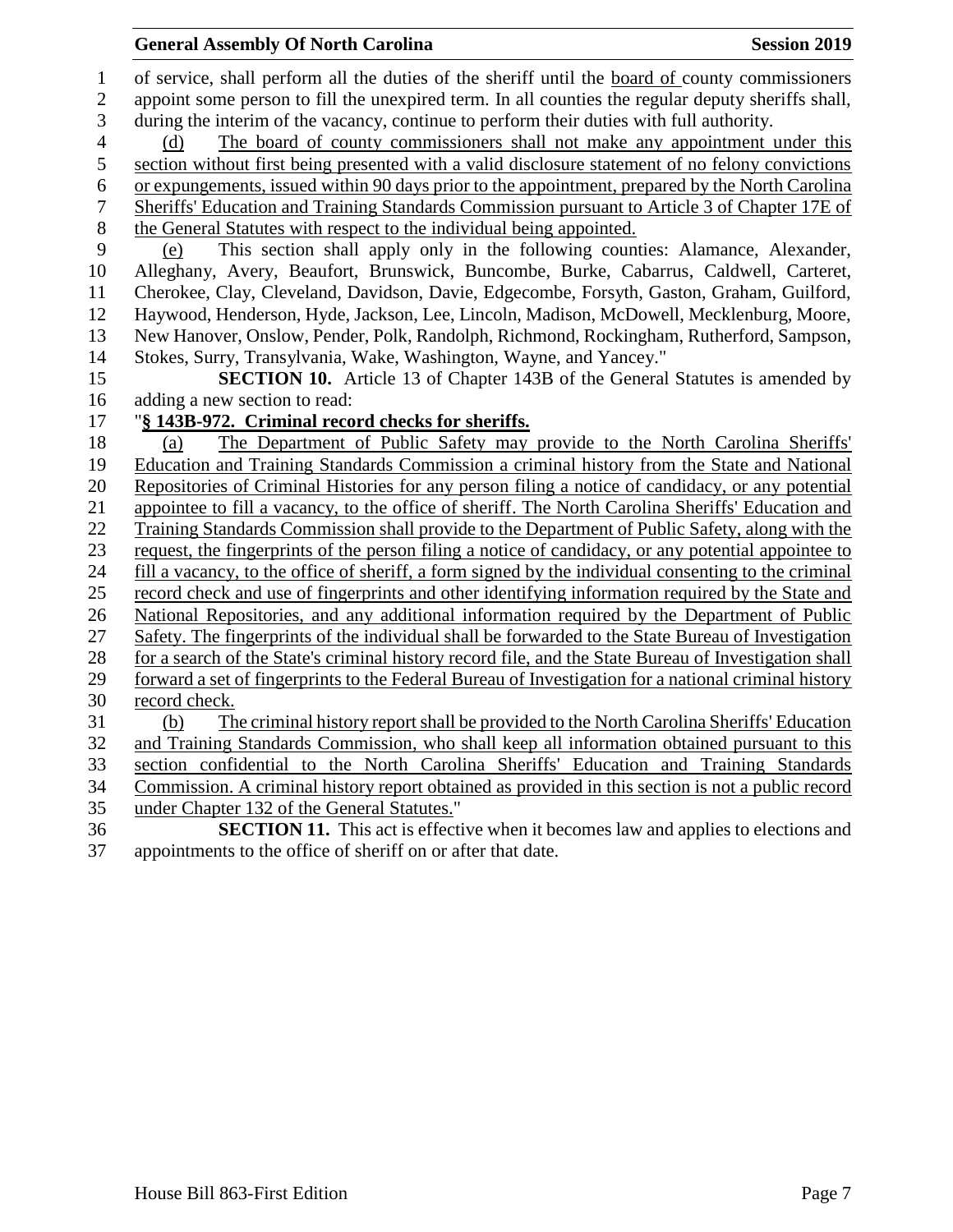of service, shall perform all the duties of the sheriff until the board of county commissioners appoint some person to fill the unexpired term. In all counties the regular deputy sheriffs shall, during the interim of the vacancy, continue to perform their duties with full authority.

(d) The board of county commissioners shall not make any appointment under this section without first being presented with a valid disclosure statement of no felony convictions or expungements, issued within 90 days prior to the appointment, prepared by the North Carolina Sheriffs' Education and Training Standards Commission pursuant to Article 3 of Chapter 17E of the General Statutes with respect to the individual being appointed.

(e) This section shall apply only in the following counties: Alamance, Alexander, Alleghany, Avery, Beaufort, Brunswick, Buncombe, Burke, Cabarrus, Caldwell, Carteret, Cherokee, Clay, Cleveland, Davidson, Davie, Edgecombe, Forsyth, Gaston, Graham, Guilford, Haywood, Henderson, Hyde, Jackson, Lee, Lincoln, Madison, McDowell, Mecklenburg, Moore, New Hanover, Onslow, Pender, Polk, Randolph, Richmond, Rockingham, Rutherford, Sampson, Stokes, Surry, Transylvania, Wake, Washington, Wayne, and Yancey."

**SECTION 10.** Article 13 of Chapter 143B of the General Statutes is amended by adding a new section to read:

"**§ 143B-972. Criminal record checks for sheriffs.**

(a) The Department of Public Safety may provide to the North Carolina Sheriffs' Education and Training Standards Commission a criminal history from the State and National Repositories of Criminal Histories for any person filing a notice of candidacy, or any potential appointee to fill a vacancy, to the office of sheriff. The North Carolina Sheriffs' Education and Training Standards Commission shall provide to the Department of Public Safety, along with the request, the fingerprints of the person filing a notice of candidacy, or any potential appointee to fill a vacancy, to the office of sheriff, a form signed by the individual consenting to the criminal record check and use of fingerprints and other identifying information required by the State and National Repositories, and any additional information required by the Department of Public Safety. The fingerprints of the individual shall be forwarded to the State Bureau of Investigation for a search of the State's criminal history record file, and the State Bureau of Investigation shall forward a set of fingerprints to the Federal Bureau of Investigation for a national criminal history record check.

(b) The criminal history report shall be provided to the North Carolina Sheriffs' Education and Training Standards Commission, who shall keep all information obtained pursuant to this section confidential to the North Carolina Sheriffs' Education and Training Standards Commission. A criminal history report obtained as provided in this section is not a public record under Chapter 132 of the General Statutes."

**SECTION 11.** This act is effective when it becomes law and applies to elections and appointments to the office of sheriff on or after that date.